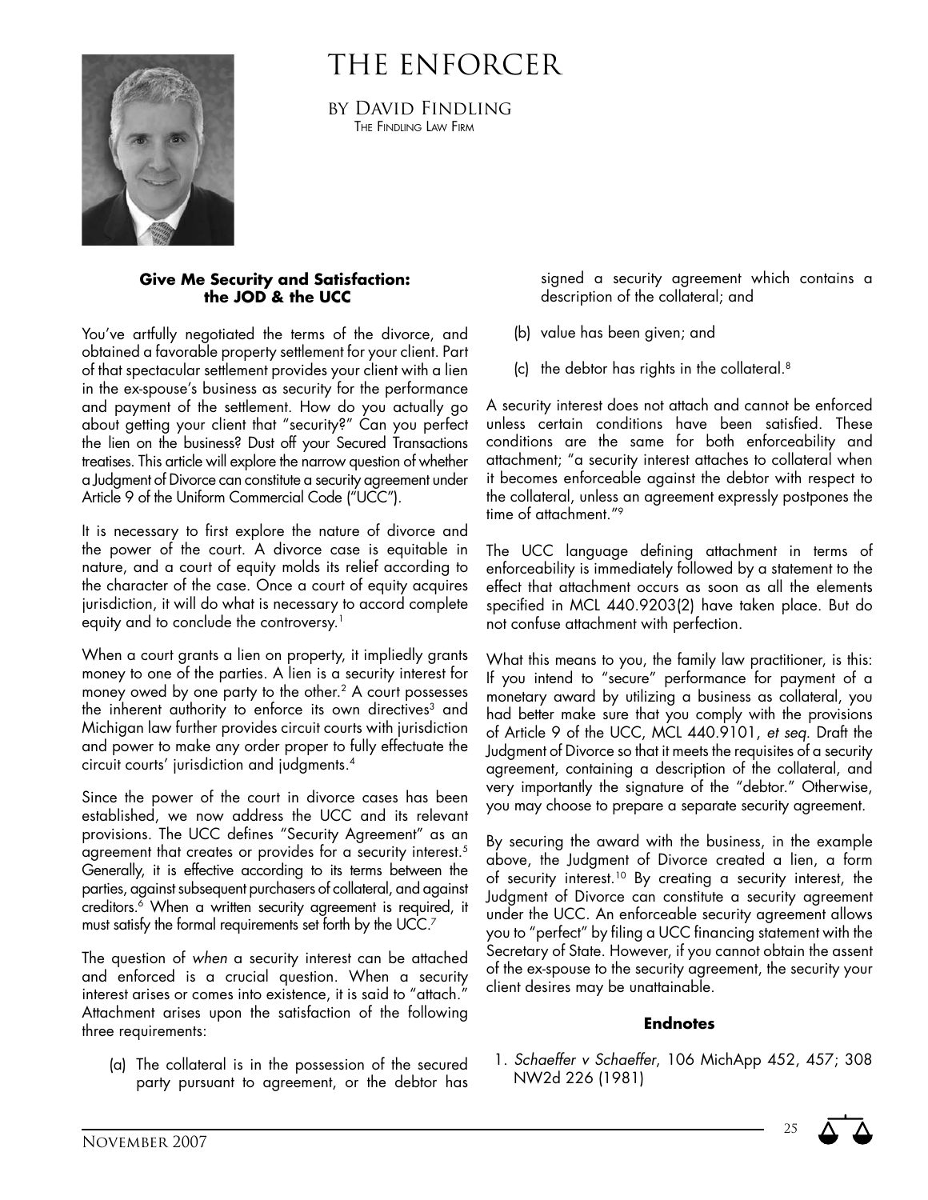# THE ENFORCER

BY DAVID FINDLING
THE FINDLING LAW FIRM

### Give Me Security and Satisfaction: the JOD & the UCC

You've artfully negotiated the terms of the divorce, and obtained a favorable property settlement for your client. Part of that spectacular settlement provides your client with a lien in the ex-spouse's business as security for the performance and payment of the settlement. How do you actually go about getting your client that "security?" Can you perfect the lien on the business? Dust off your Secured Transactions treatises. This article will explore the narrow question of whether a Judgment of Divorce can constitute a security agreement under Article 9 of the Uniform Commercial Code ("UCC").

It is necessary to first explore the nature of divorce and the power of the court. A divorce case is equitable in nature, and a court of equity molds its relief according to the character of the case. Once a court of equity acquires jurisdiction, it will do what is necessary to accord complete equity and to conclude the controversy.[1]

When a court grants a lien on property, it impliedly grants money to one of the parties. A lien is a security interest for money owed by one party to the other.[2] A court possesses the inherent authority to enforce its own directives[3] and Michigan law further provides circuit courts with jurisdiction and power to make any order proper to fully effectuate the circuit courts' jurisdiction and judgments.[4]

Since the power of the court in divorce cases has been established, we now address the UCC and its relevant provisions. The UCC defines "Security Agreement" as an agreement that creates or provides for a security interest.[5] Generally, it is effective according to its terms between the parties, against subsequent purchasers of collateral, and against creditors.[6] When a written security agreement is required, it must satisfy the formal requirements set forth by the UCC.[7]

The question of *when* a security interest can be attached and enforced is a crucial question. When a security interest arises or comes into existence, it is said to "attach." Attachment arises upon the satisfaction of the following three requirements:

(a) The collateral is in the possession of the secured party pursuant to agreement, or the debtor has signed a security agreement which contains a description of the collateral; and

(b) value has been given; and

(c) the debtor has rights in the collateral.[8]

A security interest does not attach and cannot be enforced unless certain conditions have been satisfied. These conditions are the same for both enforceability and attachment; "a security interest attaches to collateral when it becomes enforceable against the debtor with respect to the collateral, unless an agreement expressly postpones the time of attachment."[9]

The UCC language defining attachment in terms of enforceability is immediately followed by a statement to the effect that attachment occurs as soon as all the elements specified in MCL 440.9203(2) have taken place. But do not confuse attachment with perfection.

What this means to you, the family law practitioner, is this: If you intend to "secure" performance for payment of a monetary award by utilizing a business as collateral, you had better make sure that you comply with the provisions of Article 9 of the UCC, MCL 440.9101, *et seq.* Draft the Judgment of Divorce so that it meets the requisites of a security agreement, containing a description of the collateral, and very importantly the signature of the "debtor." Otherwise, you may choose to prepare a separate security agreement.

By securing the award with the business, in the example above, the Judgment of Divorce created a lien, a form of security interest.[10] By creating a security interest, the Judgment of Divorce can constitute a security agreement under the UCC. An enforceable security agreement allows you to "perfect" by filing a UCC financing statement with the Secretary of State. However, if you cannot obtain the assent of the ex-spouse to the security agreement, the security your client desires may be unattainable.

### Endnotes

1. *Schaeffer v Schaeffer*, 106 MichApp 452, 457; 308 NW2d 226 (1981)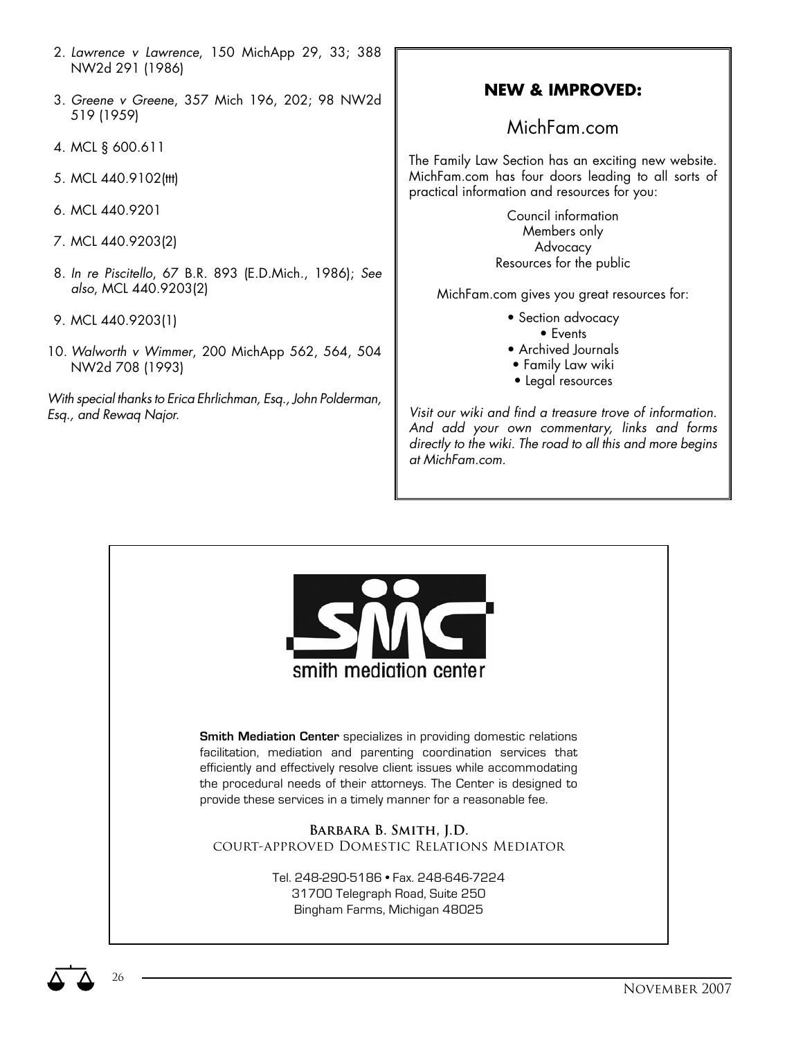2. *Lawrence v Lawrence*, 150 MichApp 29, 33; 388 NW2d 291 (1986)
3. *Greene v Greene*, 357 Mich 196, 202; 98 NW2d 519 (1959)
4. MCL § 600.611
5. MCL 440.9102(ttt)
6. MCL 440.9201
7. MCL 440.9203(2)
8. *In re Piscitello*, 67 B.R. 893 (E.D.Mich., 1986); *See also*, MCL 440.9203(2)
9. MCL 440.9203(1)
10. *Walworth v Wimmer*, 200 MichApp 562, 564, 504 NW2d 708 (1993)

*With special thanks to Erica Ehrlichman, Esq., John Polderman, Esq., and Rewaq Najor.*

## NEW & IMPROVED:

## MichFam.com

The Family Law Section has an exciting new website. MichFam.com has four doors leading to all sorts of practical information and resources for you:

Council information
Members only
Advocacy
Resources for the public

MichFam.com gives you great resources for:

- Section advocacy
- Events
- Archived Journals
- Family Law wiki
- Legal resources

*Visit our wiki and find a treasure trove of information. And add your own commentary, links and forms directly to the wiki. The road to all this and more begins at MichFam.com.*

SMC

smith mediation center

**Smith Mediation Center** specializes in providing domestic relations facilitation, mediation and parenting coordination services that efficiently and effectively resolve client issues while accommodating the procedural needs of their attorneys. The Center is designed to provide these services in a timely manner for a reasonable fee.

**Barbara B. Smith, J.D.**
Court-Approved Domestic Relations Mediator

Tel. 248-290-5186 • Fax. 248-646-7224
31700 Telegraph Road, Suite 250
Bingham Farms, Michigan 48025